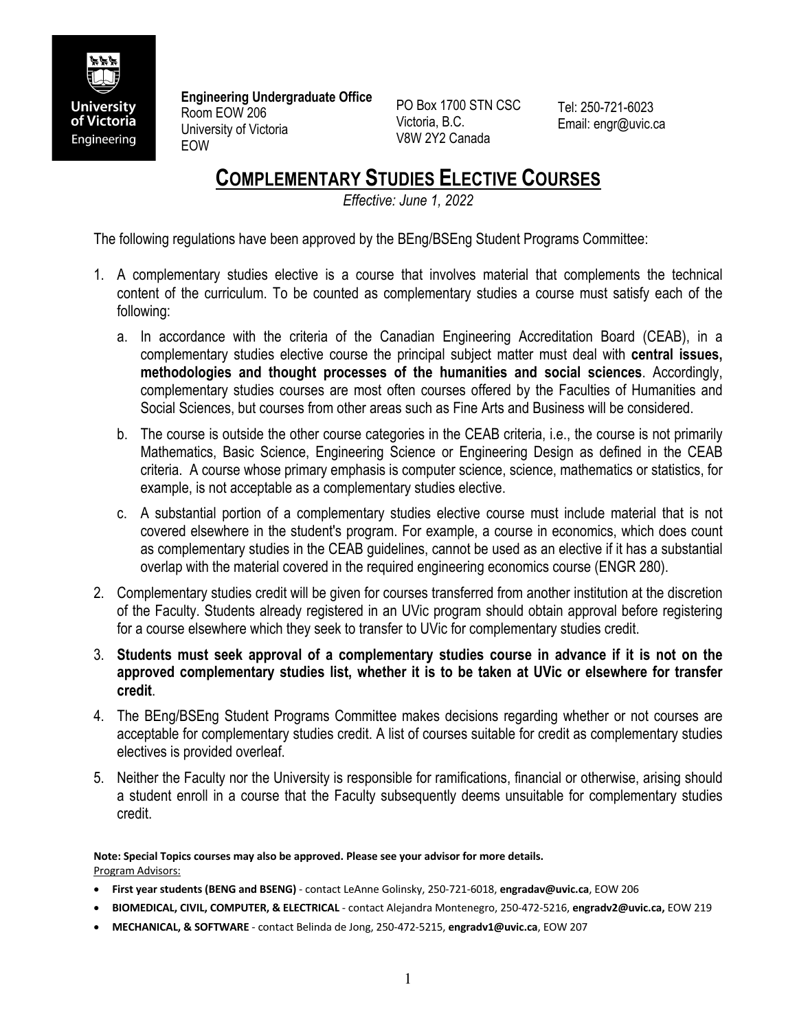**Engineering Undergraduate Office**
Room EOW 206
University of Victoria
EOW

PO Box 1700 STN CSC
Victoria, B.C.
V8W 2Y2 Canada

Tel: 250-721-6023
Email: engr@uvic.ca

# COMPLEMENTARY STUDIES ELECTIVE COURSES

*Effective: June 1, 2022*

The following regulations have been approved by the BEng/BSEng Student Programs Committee:

1. A complementary studies elective is a course that involves material that complements the technical content of the curriculum. To be counted as complementary studies a course must satisfy each of the following:
   a. In accordance with the criteria of the Canadian Engineering Accreditation Board (CEAB), in a complementary studies elective course the principal subject matter must deal with **central issues, methodologies and thought processes of the humanities and social sciences**. Accordingly, complementary studies courses are most often courses offered by the Faculties of Humanities and Social Sciences, but courses from other areas such as Fine Arts and Business will be considered.
   b. The course is outside the other course categories in the CEAB criteria, i.e., the course is not primarily Mathematics, Basic Science, Engineering Science or Engineering Design as defined in the CEAB criteria. A course whose primary emphasis is computer science, science, mathematics or statistics, for example, is not acceptable as a complementary studies elective.
   c. A substantial portion of a complementary studies elective course must include material that is not covered elsewhere in the student's program. For example, a course in economics, which does count as complementary studies in the CEAB guidelines, cannot be used as an elective if it has a substantial overlap with the material covered in the required engineering economics course (ENGR 280).
2. Complementary studies credit will be given for courses transferred from another institution at the discretion of the Faculty. Students already registered in an UVic program should obtain approval before registering for a course elsewhere which they seek to transfer to UVic for complementary studies credit.
3. **Students must seek approval of a complementary studies course in advance if it is not on the approved complementary studies list, whether it is to be taken at UVic or elsewhere for transfer credit**.
4. The BEng/BSEng Student Programs Committee makes decisions regarding whether or not courses are acceptable for complementary studies credit. A list of courses suitable for credit as complementary studies electives is provided overleaf.
5. Neither the Faculty nor the University is responsible for ramifications, financial or otherwise, arising should a student enroll in a course that the Faculty subsequently deems unsuitable for complementary studies credit.

**Note: Special Topics courses may also be approved. Please see your advisor for more details.**
Program Advisors:

- **First year students (BENG and BSENG)** - contact LeAnne Golinsky, 250-721-6018, **engradav@uvic.ca**, EOW 206
- **BIOMEDICAL, CIVIL, COMPUTER, & ELECTRICAL** - contact Alejandra Montenegro, 250-472-5216, **engradv2@uvic.ca,** EOW 219
- **MECHANICAL, & SOFTWARE** - contact Belinda de Jong, 250-472-5215, **engradv1@uvic.ca**, EOW 207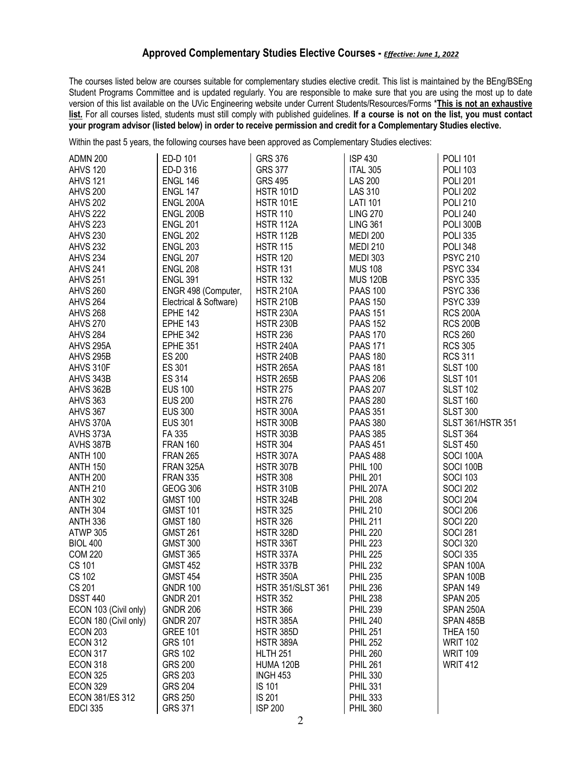## Approved Complementary Studies Elective Courses - *Effective: June 1, 2022*

The courses listed below are courses suitable for complementary studies elective credit. This list is maintained by the BEng/BSEng Student Programs Committee and is updated regularly. You are responsible to make sure that you are using the most up to date version of this list available on the UVic Engineering website under Current Students/Resources/Forms ***This is not an exhaustive list.** For all courses listed, students must still comply with published guidelines. **If a course is not on the list, you must contact your program advisor (listed below) in order to receive permission and credit for a Complementary Studies elective.**

Within the past 5 years, the following courses have been approved as Complementary Studies electives:

ADMN 200
AHVS 120
AHVS 121
AHVS 200
AHVS 202
AHVS 222
AHVS 223
AHVS 230
AHVS 232
AHVS 234
AHVS 241
AHVS 251
AHVS 260
AHVS 264
AHVS 268
AHVS 270
AHVS 284
AHVS 295A
AHVS 295B
AHVS 310F
AHVS 343B
AHVS 362B
AHVS 363
AHVS 367
AHVS 370A
AVHS 373A
AVHS 387B
ANTH 100
ANTH 150
ANTH 200
ANTH 210
ANTH 302
ANTH 304
ANTH 336
ATWP 305
BIOL 400
COM 220
CS 101
CS 102
CS 201
DSST 440
ECON 103 (Civil only)
ECON 180 (Civil only)
ECON 203
ECON 312
ECON 317
ECON 318
ECON 325
ECON 329
ECON 381/ES 312
EDCI 335
ED-D 101
ED-D 316
ENGL 146
ENGL 147
ENGL 200A
ENGL 200B
ENGL 201
ENGL 202
ENGL 203
ENGL 207
ENGL 208
ENGL 391
ENGR 498 (Computer, Electrical & Software)
EPHE 142
EPHE 143
EPHE 342
EPHE 351
ES 200
ES 301
ES 314
EUS 100
EUS 200
EUS 300
EUS 301
FA 335
FRAN 160
FRAN 265
FRAN 325A
FRAN 335
GEOG 306
GMST 100
GMST 101
GMST 180
GMST 261
GMST 300
GMST 365
GMST 452
GMST 454
GNDR 100
GNDR 201
GNDR 206
GNDR 207
GREE 101
GRS 101
GRS 102
GRS 200
GRS 203
GRS 204
GRS 250
GRS 371
GRS 376
GRS 377
GRS 495
HSTR 101D
HSTR 101E
HSTR 110
HSTR 112A
HSTR 112B
HSTR 115
HSTR 120
HSTR 131
HSTR 132
HSTR 210A
HSTR 210B
HSTR 230A
HSTR 230B
HSTR 236
HSTR 240A
HSTR 240B
HSTR 265A
HSTR 265B
HSTR 275
HSTR 276
HSTR 300A
HSTR 300B
HSTR 303B
HSTR 304
HSTR 307A
HSTR 307B
HSTR 308
HSTR 310B
HSTR 324B
HSTR 325
HSTR 326
HSTR 328D
HSTR 336T
HSTR 337A
HSTR 337B
HSTR 350A
HSTR 351/SLST 361
HSTR 352
HSTR 366
HSTR 385A
HSTR 385D
HSTR 389A
HLTH 251
HUMA 120B
INGH 453
IS 101
IS 201
ISP 200
ISP 430
ITAL 305
LAS 200
LAS 310
LATI 101
LING 270
LING 361
MEDI 200
MEDI 210
MEDI 303
MUS 108
MUS 120B
PAAS 100
PAAS 150
PAAS 151
PAAS 152
PAAS 170
PAAS 171
PAAS 180
PAAS 181
PAAS 206
PAAS 207
PAAS 280
PAAS 351
PAAS 380
PAAS 385
PAAS 451
PAAS 488
PHIL 100
PHIL 201
PHIL 207A
PHIL 208
PHIL 210
PHIL 211
PHIL 220
PHIL 223
PHIL 225
PHIL 232
PHIL 235
PHIL 236
PHIL 238
PHIL 239
PHIL 240
PHIL 251
PHIL 252
PHIL 260
PHIL 261
PHIL 330
PHIL 331
PHIL 333
PHIL 360
POLI 101
POLI 103
POLI 201
POLI 202
POLI 210
POLI 240
POLI 300B
POLI 335
POLI 348
PSYC 210
PSYC 334
PSYC 335
PSYC 336
PSYC 339
RCS 200A
RCS 200B
RCS 260
RCS 305
RCS 311
SLST 100
SLST 101
SLST 102
SLST 160
SLST 300
SLST 361/HSTR 351
SLST 364
SLST 450
SOCI 100A
SOCI 100B
SOCI 103
SOCI 202
SOCI 204
SOCI 206
SOCI 220
SOCI 281
SOCI 320
SOCI 335
SPAN 100A
SPAN 100B
SPAN 149
SPAN 205
SPAN 250A
SPAN 485B
THEA 150
WRIT 102
WRIT 109
WRIT 412